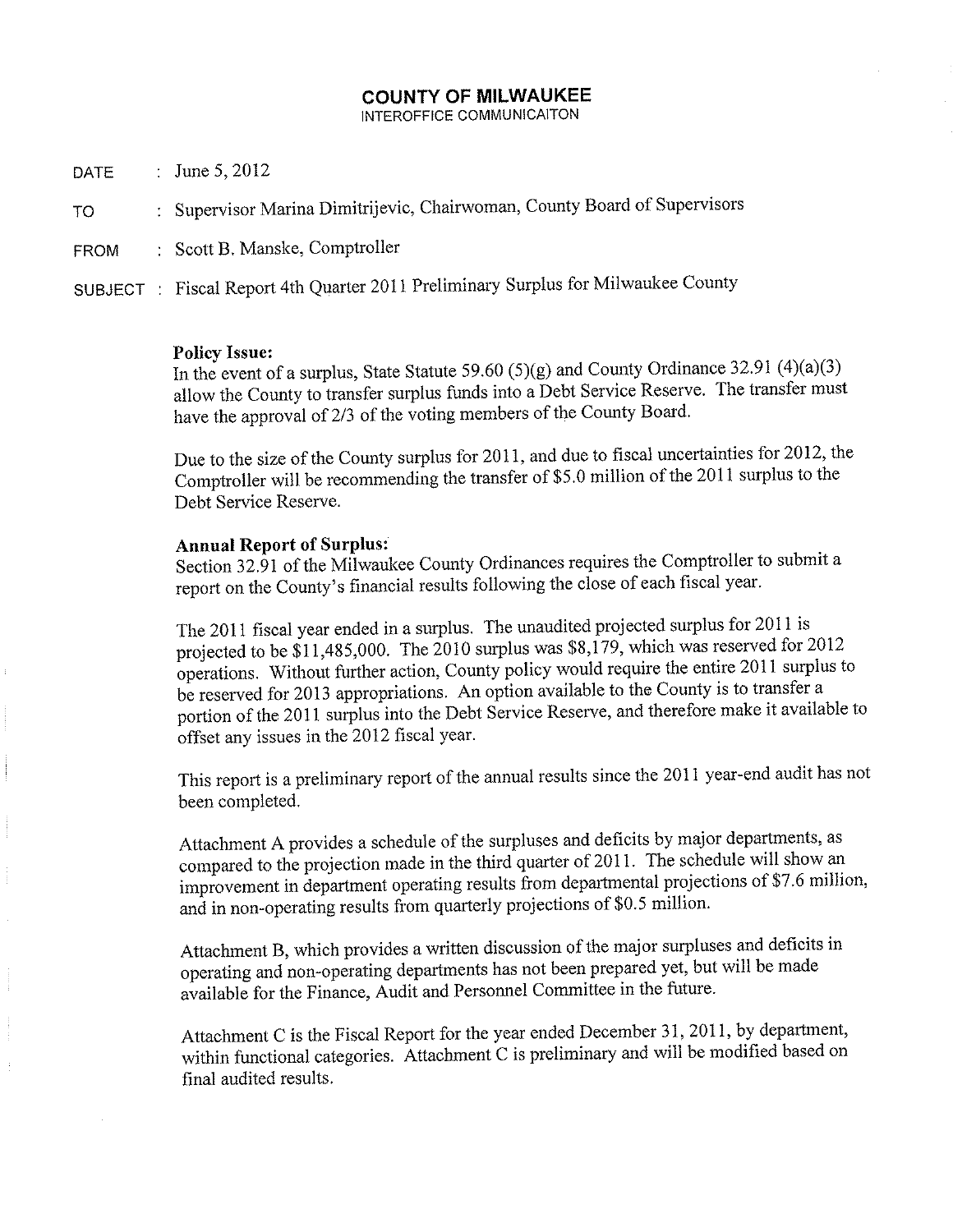# COUNTY OF MILWAUKEE

INTEROFFICE COMMUNICAITON

DATE : June 5, 2012

TO : Supervisor Marina Dimitrijevic, Chairwoman, County Board of Supervisors

FROM : Scott B. Manske, Comptroller

SUBJECT : Fiscal Report 4th Quarter 2011 Preliminary Surplus for Milwaukee County

**Policy Issue:**

In the event of a surplus, State Statute 59.60 (5)(g) and County Ordinance 32.91 (4)(a)(3) allow the County to transfer surplus funds into a Debt Service Reserve. The transfer must have the approval of 2/3 of the voting members of the County Board.

Due to the size of the County surplus for 2011, and due to fiscal uncertainties for 2012, the Comptroller will be recommending the transfer of $5.0 million of the 2011 surplus to the Debt Service Reserve.

**Annual Report of Surplus:**

Section 32.91 of the Milwaukee County Ordinances requires the Comptroller to submit a report on the County's financial results following the close of each fiscal year.

The 2011 fiscal year ended in a surplus. The unaudited projected surplus for 2011 is projected to be $11,485,000. The 2010 surplus was $8,179, which was reserved for 2012 operations. Without further action, County policy would require the entire 2011 surplus to be reserved for 2013 appropriations. An option available to the County is to transfer a portion of the 2011 surplus into the Debt Service Reserve, and therefore make it available to offset any issues in the 2012 fiscal year.

This report is a preliminary report of the annual results since the 2011 year-end audit has not been completed.

Attachment A provides a schedule of the surpluses and deficits by major departments, as compared to the projection made in the third quarter of 2011. The schedule will show an improvement in department operating results from departmental projections of $7.6 million, and in non-operating results from quarterly projections of $0.5 million.

Attachment B, which provides a written discussion of the major surpluses and deficits in operating and non-operating departments has not been prepared yet, but will be made available for the Finance, Audit and Personnel Committee in the future.

Attachment C is the Fiscal Report for the year ended December 31, 2011, by department, within functional categories. Attachment C is preliminary and will be modified based on final audited results.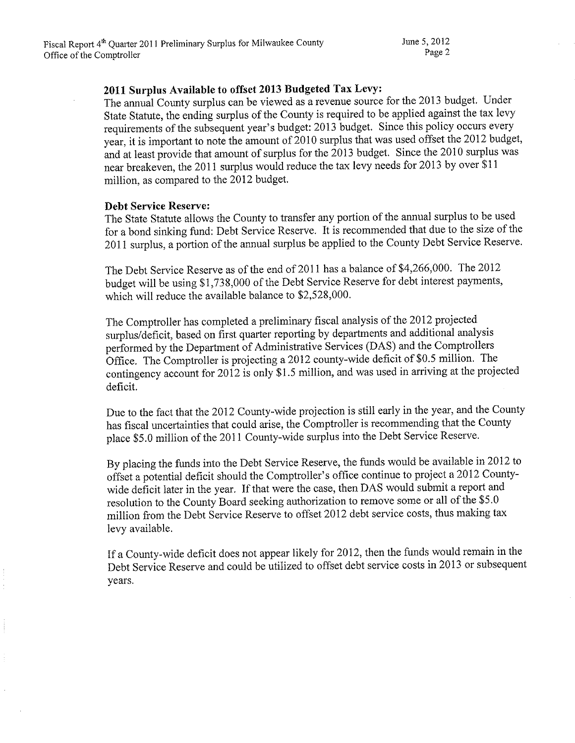**2011 Surplus Available to offset 2013 Budgeted Tax Levy:**

The annual County surplus can be viewed as a revenue source for the 2013 budget. Under State Statute, the ending surplus of the County is required to be applied against the tax levy requirements of the subsequent year's budget: 2013 budget. Since this policy occurs every year, it is important to note the amount of 2010 surplus that was used offset the 2012 budget, and at least provide that amount of surplus for the 2013 budget. Since the 2010 surplus was near breakeven, the 2011 surplus would reduce the tax levy needs for 2013 by over $11 million, as compared to the 2012 budget.

**Debt Service Reserve:**

The State Statute allows the County to transfer any portion of the annual surplus to be used for a bond sinking fund: Debt Service Reserve. It is recommended that due to the size of the 2011 surplus, a portion of the annual surplus be applied to the County Debt Service Reserve.

The Debt Service Reserve as of the end of 2011 has a balance of $4,266,000. The 2012 budget will be using $1,738,000 of the Debt Service Reserve for debt interest payments, which will reduce the available balance to $2,528,000.

The Comptroller has completed a preliminary fiscal analysis of the 2012 projected surplus/deficit, based on first quarter reporting by departments and additional analysis performed by the Department of Administrative Services (DAS) and the Comptrollers Office. The Comptroller is projecting a 2012 county-wide deficit of $0.5 million. The contingency account for 2012 is only $1.5 million, and was used in arriving at the projected deficit.

Due to the fact that the 2012 County-wide projection is still early in the year, and the County has fiscal uncertainties that could arise, the Comptroller is recommending that the County place $5.0 million of the 2011 County-wide surplus into the Debt Service Reserve.

By placing the funds into the Debt Service Reserve, the funds would be available in 2012 to offset a potential deficit should the Comptroller's office continue to project a 2012 County-wide deficit later in the year. If that were the case, then DAS would submit a report and resolution to the County Board seeking authorization to remove some or all of the $5.0 million from the Debt Service Reserve to offset 2012 debt service costs, thus making tax levy available.

If a County-wide deficit does not appear likely for 2012, then the funds would remain in the Debt Service Reserve and could be utilized to offset debt service costs in 2013 or subsequent years.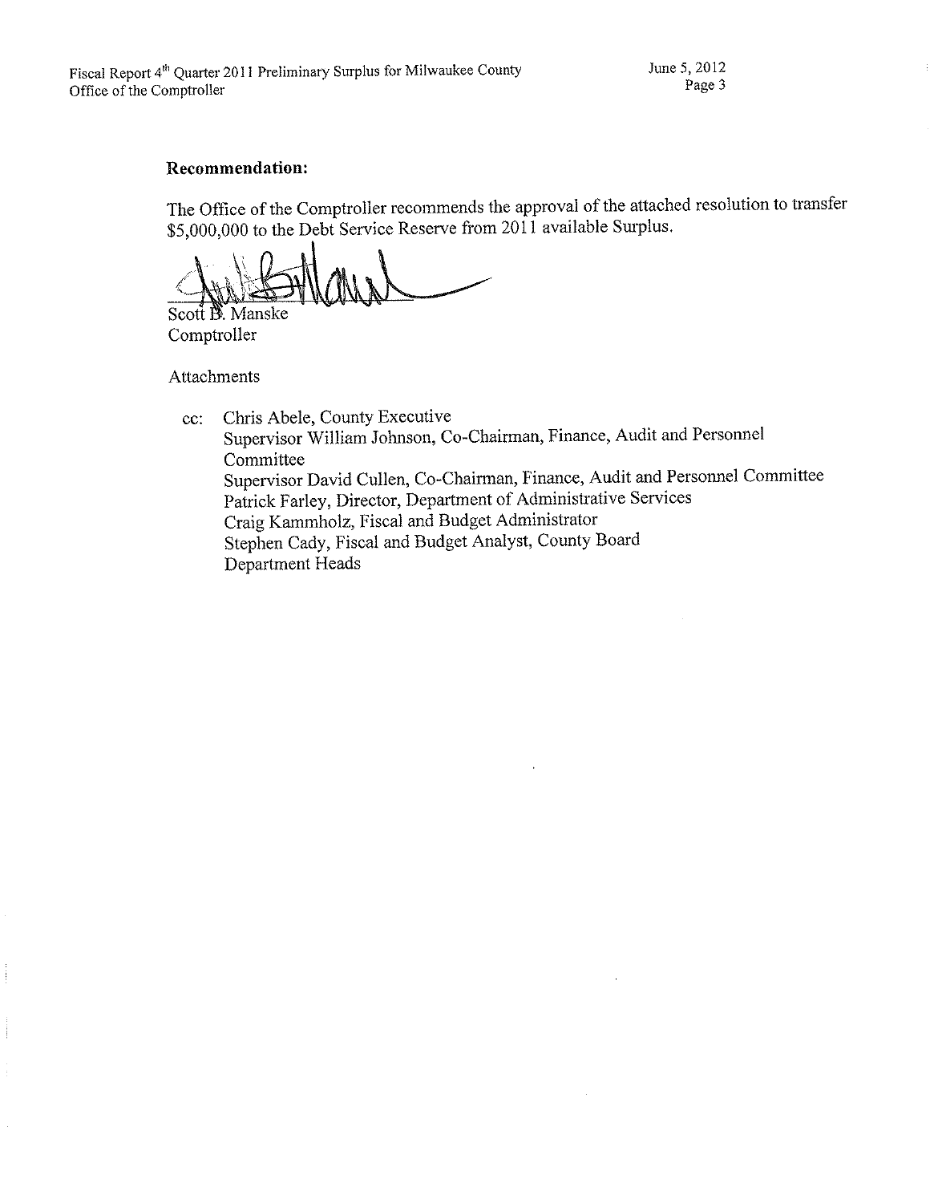**Recommendation:**

The Office of the Comptroller recommends the approval of the attached resolution to transfer $5,000,000 to the Debt Service Reserve from 2011 available Surplus.

Scott B. Manske
Comptroller

Attachments

cc: Chris Abele, County Executive
Supervisor William Johnson, Co-Chairman, Finance, Audit and Personnel Committee
Supervisor David Cullen, Co-Chairman, Finance, Audit and Personnel Committee
Patrick Farley, Director, Department of Administrative Services
Craig Kammholz, Fiscal and Budget Administrator
Stephen Cady, Fiscal and Budget Analyst, County Board
Department Heads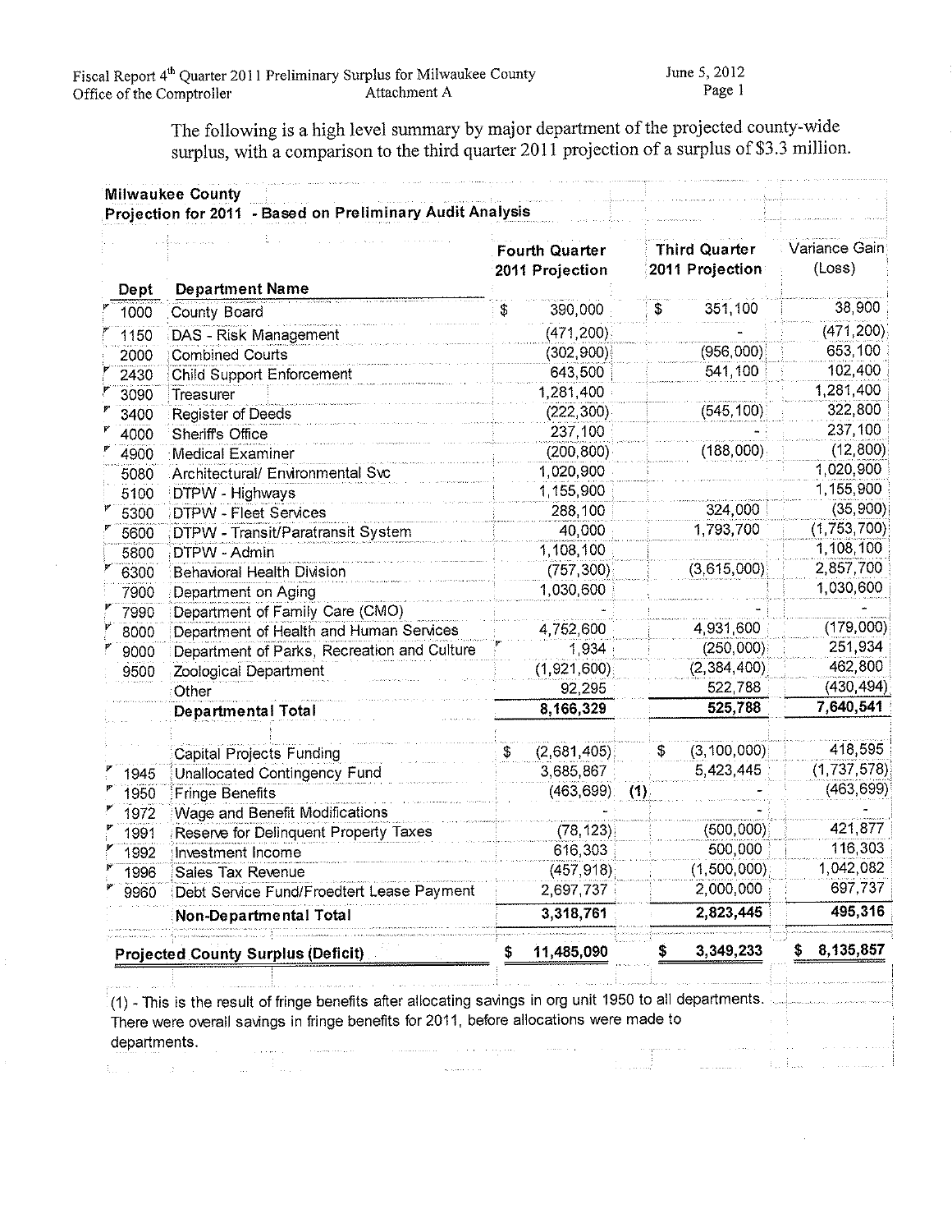The following is a high level summary by major department of the projected county-wide surplus, with a comparison to the third quarter 2011 projection of a surplus of $3.3 million.

**Milwaukee County**
**Projection for 2011 - Based on Preliminary Audit Analysis**

| Dept | Department Name | Fourth Quarter 2011 Projection | Third Quarter 2011 Projection | Variance Gain (Loss) |
|---|---|---|---|---|
| 1000 | County Board | $ 390,000 | $ 351,100 | 38,900 |
| 1150 | DAS - Risk Management | (471,200) | - | (471,200) |
| 2000 | Combined Courts | (302,900) | (956,000) | 653,100 |
| 2430 | Child Support Enforcement | 643,500 | 541,100 | 102,400 |
| 3090 | Treasurer | 1,281,400 | | 1,281,400 |
| 3400 | Register of Deeds | (222,300) | (545,100) | 322,800 |
| 4000 | Sheriffs Office | 237,100 | - | 237,100 |
| 4900 | Medical Examiner | (200,800) | (188,000) | (12,800) |
| 5080 | Architectural/ Environmental Svc | 1,020,900 | | 1,020,900 |
| 5100 | DTPW - Highways | 1,155,900 | | 1,155,900 |
| 5300 | DTPW - Fleet Services | 288,100 | 324,000 | (35,900) |
| 5600 | DTPW - Transit/Paratransit System | 40,000 | 1,793,700 | (1,753,700) |
| 5800 | DTPW - Admin | 1,108,100 | | 1,108,100 |
| 6300 | Behavioral Health Division | (757,300) | (3,615,000) | 2,857,700 |
| 7900 | Department on Aging | 1,030,600 | | 1,030,600 |
| 7990 | Department of Family Care (CMO) | - | - | - |
| 8000 | Department of Health and Human Services | 4,752,600 | 4,931,600 | (179,000) |
| 9000 | Department of Parks, Recreation and Culture | 1,934 | (250,000) | 251,934 |
| 9500 | Zoological Department | (1,921,600) | (2,384,400) | 462,800 |
| | Other | 92,295 | 522,788 | (430,494) |
| | **Departmental Total** | **8,166,329** | **525,788** | **7,640,541** |
| | | | | |
| | Capital Projects Funding | $ (2,681,405) | $ (3,100,000) | 418,595 |
| 1945 | Unallocated Contingency Fund | 3,685,867 | 5,423,445 | (1,737,578) |
| 1950 | Fringe Benefits | (463,699) (1) | - | (463,699) |
| 1972 | Wage and Benefit Modifications | - | - | - |
| 1991 | Reserve for Delinquent Property Taxes | (78,123) | (500,000) | 421,877 |
| 1992 | Investment Income | 616,303 | 500,000 | 116,303 |
| 1996 | Sales Tax Revenue | (457,918) | (1,500,000) | 1,042,082 |
| 9960 | Debt Service Fund/Froedtert Lease Payment | 2,697,737 | 2,000,000 | 697,737 |
| | **Non-Departmental Total** | **3,318,761** | **2,823,445** | **495,316** |
| | | | | |
| | **Projected County Surplus (Deficit)** | **$ 11,485,090** | **$ 3,349,233** | **$ 8,135,857** |

(1) - This is the result of fringe benefits after allocating savings in org unit 1950 to all departments. There were overall savings in fringe benefits for 2011, before allocations were made to departments.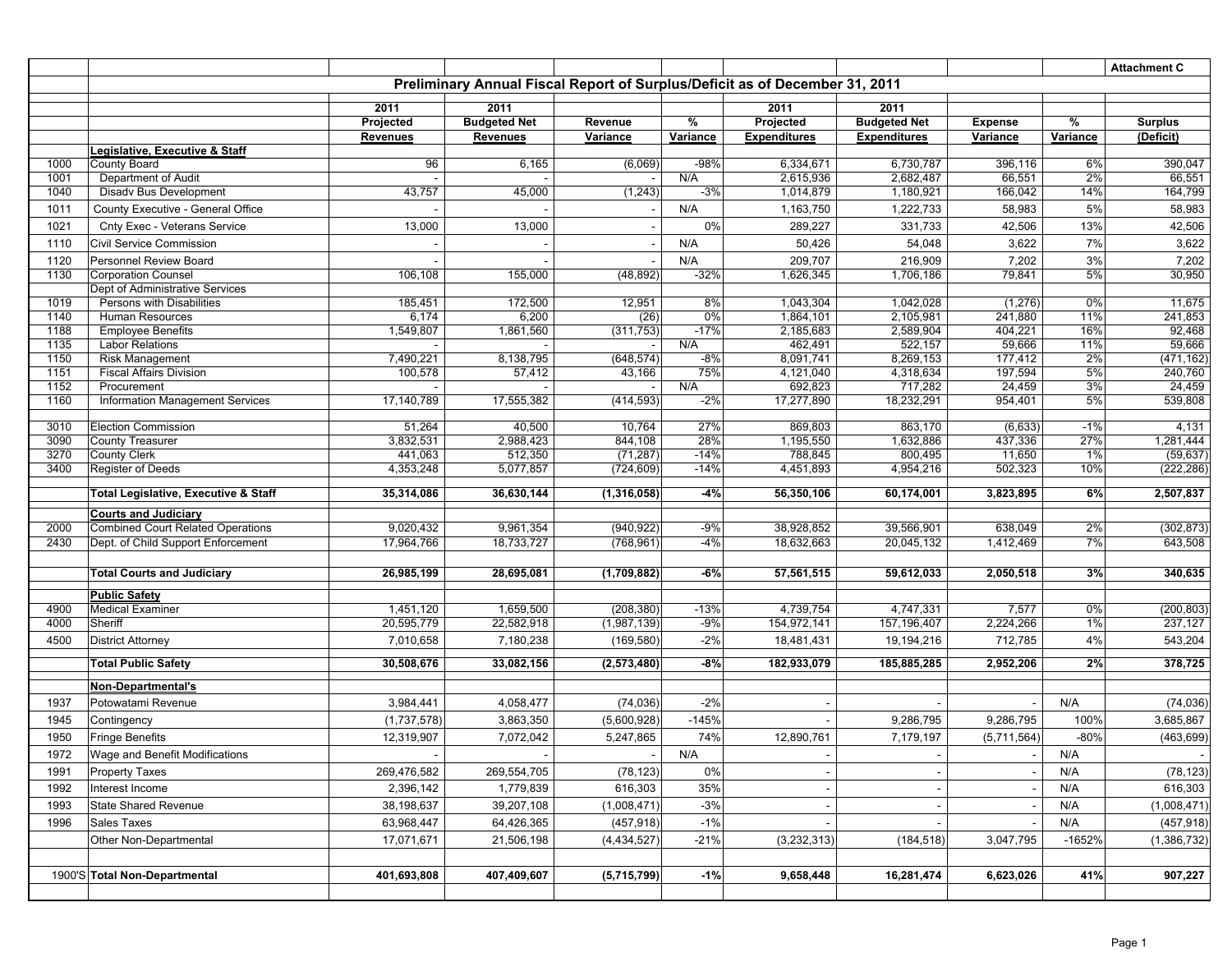Attachment C

## Preliminary Annual Fiscal Report of Surplus/Deficit as of December 31, 2011

| | | 2011 Projected Revenues | 2011 Budgeted Net Revenues | Revenue Variance | % Variance | 2011 Projected Expenditures | 2011 Budgeted Net Expenditures | Expense Variance | % Variance | Surplus (Deficit) |
|---|---|---|---|---|---|---|---|---|---|---|
| | **Legislative, Executive & Staff** | | | | | | | | | |
| 1000 | County Board | 96 | 6,165 | (6,069) | -98% | 6,334,671 | 6,730,787 | 396,116 | 6% | 390,047 |
| 1001 | Department of Audit | - | - | - | N/A | 2,615,936 | 2,682,487 | 66,551 | 2% | 66,551 |
| 1040 | Disadv Bus Development | 43,757 | 45,000 | (1,243) | -3% | 1,014,879 | 1,180,921 | 166,042 | 14% | 164,799 |
| 1011 | County Executive - General Office | - | - | - | N/A | 1,163,750 | 1,222,733 | 58,983 | 5% | 58,983 |
| 1021 | Cnty Exec - Veterans Service | 13,000 | 13,000 | - | 0% | 289,227 | 331,733 | 42,506 | 13% | 42,506 |
| 1110 | Civil Service Commission | - | - | - | N/A | 50,426 | 54,048 | 3,622 | 7% | 3,622 |
| 1120 | Personnel Review Board | - | - | - | N/A | 209,707 | 216,909 | 7,202 | 3% | 7,202 |
| 1130 | Corporation Counsel | 106,108 | 155,000 | (48,892) | -32% | 1,626,345 | 1,706,186 | 79,841 | 5% | 30,950 |
| | Dept of Administrative Services | | | | | | | | | |
| 1019 | Persons with Disabilities | 185,451 | 172,500 | 12,951 | 8% | 1,043,304 | 1,042,028 | (1,276) | 0% | 11,675 |
| 1140 | Human Resources | 6,174 | 6,200 | (26) | 0% | 1,864,101 | 2,105,981 | 241,880 | 11% | 241,853 |
| 1188 | Employee Benefits | 1,549,807 | 1,861,560 | (311,753) | -17% | 2,185,683 | 2,589,904 | 404,221 | 16% | 92,468 |
| 1135 | Labor Relations | - | - | - | N/A | 462,491 | 522,157 | 59,666 | 11% | 59,666 |
| 1150 | Risk Management | 7,490,221 | 8,138,795 | (648,574) | -8% | 8,091,741 | 8,269,153 | 177,412 | 2% | (471,162) |
| 1151 | Fiscal Affairs Division | 100,578 | 57,412 | 43,166 | 75% | 4,121,040 | 4,318,634 | 197,594 | 5% | 240,760 |
| 1152 | Procurement | - | - | - | N/A | 692,823 | 717,282 | 24,459 | 3% | 24,459 |
| 1160 | Information Management Services | 17,140,789 | 17,555,382 | (414,593) | -2% | 17,277,890 | 18,232,291 | 954,401 | 5% | 539,808 |
| 3010 | Election Commission | 51,264 | 40,500 | 10,764 | 27% | 869,803 | 863,170 | (6,633) | -1% | 4,131 |
| 3090 | County Treasurer | 3,832,531 | 2,988,423 | 844,108 | 28% | 1,195,550 | 1,632,886 | 437,336 | 27% | 1,281,444 |
| 3270 | County Clerk | 441,063 | 512,350 | (71,287) | -14% | 788,845 | 800,495 | 11,650 | 1% | (59,637) |
| 3400 | Register of Deeds | 4,353,248 | 5,077,857 | (724,609) | -14% | 4,451,893 | 4,954,216 | 502,323 | 10% | (222,286) |
| | **Total Legislative, Executive & Staff** | **35,314,086** | **36,630,144** | **(1,316,058)** | **-4%** | **56,350,106** | **60,174,001** | **3,823,895** | **6%** | **2,507,837** |
| | **Courts and Judiciary** | | | | | | | | | |
| 2000 | Combined Court Related Operations | 9,020,432 | 9,961,354 | (940,922) | -9% | 38,928,852 | 39,566,901 | 638,049 | 2% | (302,873) |
| 2430 | Dept. of Child Support Enforcement | 17,964,766 | 18,733,727 | (768,961) | -4% | 18,632,663 | 20,045,132 | 1,412,469 | 7% | 643,508 |
| | **Total Courts and Judiciary** | **26,985,199** | **28,695,081** | **(1,709,882)** | **-6%** | **57,561,515** | **59,612,033** | **2,050,518** | **3%** | **340,635** |
| | **Public Safety** | | | | | | | | | |
| 4900 | Medical Examiner | 1,451,120 | 1,659,500 | (208,380) | -13% | 4,739,754 | 4,747,331 | 7,577 | 0% | (200,803) |
| 4000 | Sheriff | 20,595,779 | 22,582,918 | (1,987,139) | -9% | 154,972,141 | 157,196,407 | 2,224,266 | 1% | 237,127 |
| 4500 | District Attorney | 7,010,658 | 7,180,238 | (169,580) | -2% | 18,481,431 | 19,194,216 | 712,785 | 4% | 543,204 |
| | **Total Public Safety** | **30,508,676** | **33,082,156** | **(2,573,480)** | **-8%** | **182,933,079** | **185,885,285** | **2,952,206** | **2%** | **378,725** |
| | **Non-Departmental's** | | | | | | | | | |
| 1937 | Potowatami Revenue | 3,984,441 | 4,058,477 | (74,036) | -2% | - | - | - | N/A | (74,036) |
| 1945 | Contingency | (1,737,578) | 3,863,350 | (5,600,928) | -145% | - | 9,286,795 | 9,286,795 | 100% | 3,685,867 |
| 1950 | Fringe Benefits | 12,319,907 | 7,072,042 | 5,247,865 | 74% | 12,890,761 | 7,179,197 | (5,711,564) | -80% | (463,699) |
| 1972 | Wage and Benefit Modifications | - | - | - | N/A | - | - | - | N/A | - |
| 1991 | Property Taxes | 269,476,582 | 269,554,705 | (78,123) | 0% | - | - | - | N/A | (78,123) |
| 1992 | Interest Income | 2,396,142 | 1,779,839 | 616,303 | 35% | - | - | - | N/A | 616,303 |
| 1993 | State Shared Revenue | 38,198,637 | 39,207,108 | (1,008,471) | -3% | - | - | - | N/A | (1,008,471) |
| 1996 | Sales Taxes | 63,968,447 | 64,426,365 | (457,918) | -1% | - | - | - | N/A | (457,918) |
| | Other Non-Departmental | 17,071,671 | 21,506,198 | (4,434,527) | -21% | (3,232,313) | (184,518) | 3,047,795 | -1652% | (1,386,732) |
| 1900'S | **Total Non-Departmental** | **401,693,808** | **407,409,607** | **(5,715,799)** | **-1%** | **9,658,448** | **16,281,474** | **6,623,026** | **41%** | **907,227** |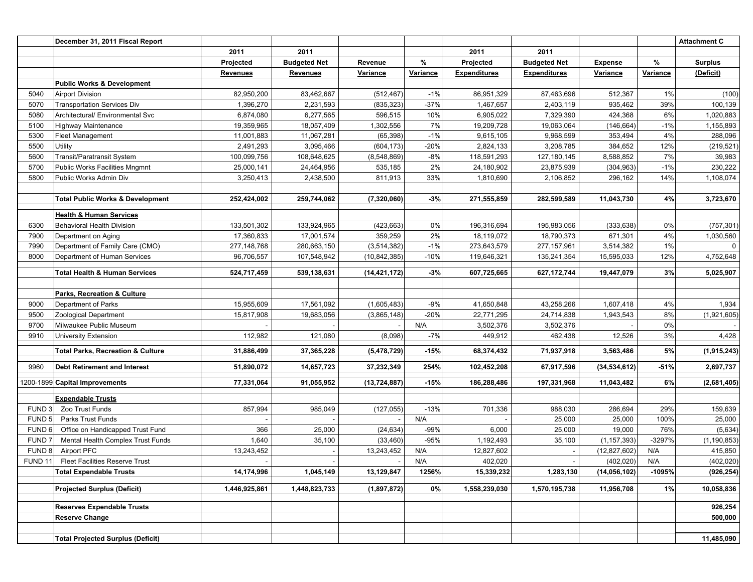| | December 31, 2011 Fiscal Report | | | | | | | | | Attachment C |
|---|---|---|---|---|---|---|---|---|---|---|
| | | 2011 | 2011 | | | 2011 | 2011 | | | |
| | | Projected | Budgeted Net | Revenue | % | Projected | Budgeted Net | Expense | % | Surplus |
| | | Revenues | Revenues | Variance | Variance | Expenditures | Expenditures | Variance | Variance | (Deficit) |
| | **Public Works & Development** | | | | | | | | | |
| 5040 | Airport Division | 82,950,200 | 83,462,667 | (512,467) | -1% | 86,951,329 | 87,463,696 | 512,367 | 1% | (100) |
| 5070 | Transportation Services Div | 1,396,270 | 2,231,593 | (835,323) | -37% | 1,467,657 | 2,403,119 | 935,462 | 39% | 100,139 |
| 5080 | Architectural/ Environmental Svc | 6,874,080 | 6,277,565 | 596,515 | 10% | 6,905,022 | 7,329,390 | 424,368 | 6% | 1,020,883 |
| 5100 | Highway Maintenance | 19,359,965 | 18,057,409 | 1,302,556 | 7% | 19,209,728 | 19,063,064 | (146,664) | -1% | 1,155,893 |
| 5300 | Fleet Management | 11,001,883 | 11,067,281 | (65,398) | -1% | 9,615,105 | 9,968,599 | 353,494 | 4% | 288,096 |
| 5500 | Utility | 2,491,293 | 3,095,466 | (604,173) | -20% | 2,824,133 | 3,208,785 | 384,652 | 12% | (219,521) |
| 5600 | Transit/Paratransit System | 100,099,756 | 108,648,625 | (8,548,869) | -8% | 118,591,293 | 127,180,145 | 8,588,852 | 7% | 39,983 |
| 5700 | Public Works Facilities Mngmnt | 25,000,141 | 24,464,956 | 535,185 | 2% | 24,180,902 | 23,875,939 | (304,963) | -1% | 230,222 |
| 5800 | Public Works Admin Div | 3,250,413 | 2,438,500 | 811,913 | 33% | 1,810,690 | 2,106,852 | 296,162 | 14% | 1,108,074 |
| | **Total Public Works & Development** | **252,424,002** | **259,744,062** | **(7,320,060)** | **-3%** | **271,555,859** | **282,599,589** | **11,043,730** | **4%** | **3,723,670** |
| | **Health & Human Services** | | | | | | | | | |
| 6300 | Behavioral Health Division | 133,501,302 | 133,924,965 | (423,663) | 0% | 196,316,694 | 195,983,056 | (333,638) | 0% | (757,301) |
| 7900 | Department on Aging | 17,360,833 | 17,001,574 | 359,259 | 2% | 18,119,072 | 18,790,373 | 671,301 | 4% | 1,030,560 |
| 7990 | Department of Family Care (CMO) | 277,148,768 | 280,663,150 | (3,514,382) | -1% | 273,643,579 | 277,157,961 | 3,514,382 | 1% | 0 |
| 8000 | Department of Human Services | 96,706,557 | 107,548,942 | (10,842,385) | -10% | 119,646,321 | 135,241,354 | 15,595,033 | 12% | 4,752,648 |
| | **Total Health & Human Services** | **524,717,459** | **539,138,631** | **(14,421,172)** | **-3%** | **607,725,665** | **627,172,744** | **19,447,079** | **3%** | **5,025,907** |
| | **Parks, Recreation & Culture** | | | | | | | | | |
| 9000 | Department of Parks | 15,955,609 | 17,561,092 | (1,605,483) | -9% | 41,650,848 | 43,258,266 | 1,607,418 | 4% | 1,934 |
| 9500 | Zoological Department | 15,817,908 | 19,683,056 | (3,865,148) | -20% | 22,771,295 | 24,714,838 | 1,943,543 | 8% | (1,921,605) |
| 9700 | Milwaukee Public Museum | - | - | - | N/A | 3,502,376 | 3,502,376 | - | 0% | - |
| 9910 | University Extension | 112,982 | 121,080 | (8,098) | -7% | 449,912 | 462,438 | 12,526 | 3% | 4,428 |
| | **Total Parks, Recreation & Culture** | **31,886,499** | **37,365,228** | **(5,478,729)** | **-15%** | **68,374,432** | **71,937,918** | **3,563,486** | **5%** | **(1,915,243)** |
| 9960 | **Debt Retirement and Interest** | **51,890,072** | **14,657,723** | **37,232,349** | **254%** | **102,452,208** | **67,917,596** | **(34,534,612)** | **-51%** | **2,697,737** |
| 1200-1899 | **Capital Improvements** | **77,331,064** | **91,055,952** | **(13,724,887)** | **-15%** | **186,288,486** | **197,331,968** | **11,043,482** | **6%** | **(2,681,405)** |
| | **Expendable Trusts** | | | | | | | | | |
| FUND 3 | Zoo Trust Funds | 857,994 | 985,049 | (127,055) | -13% | 701,336 | 988,030 | 286,694 | 29% | 159,639 |
| FUND 5 | Parks Trust Funds | - | - | - | N/A | - | 25,000 | 25,000 | 100% | 25,000 |
| FUND 6 | Office on Handicapped Trust Fund | 366 | 25,000 | (24,634) | -99% | 6,000 | 25,000 | 19,000 | 76% | (5,634) |
| FUND 7 | Mental Health Complex Trust Funds | 1,640 | 35,100 | (33,460) | -95% | 1,192,493 | 35,100 | (1,157,393) | -3297% | (1,190,853) |
| FUND 8 | Airport PFC | 13,243,452 | - | 13,243,452 | N/A | 12,827,602 | - | (12,827,602) | N/A | 415,850 |
| FUND 11 | Fleet Facilities Reserve Trust | - | - | - | N/A | 402,020 | - | (402,020) | N/A | (402,020) |
| | **Total Expendable Trusts** | **14,174,996** | **1,045,149** | **13,129,847** | **1256%** | **15,339,232** | **1,283,130** | **(14,056,102)** | **-1095%** | **(926,254)** |
| | **Projected Surplus (Deficit)** | **1,446,925,861** | **1,448,823,733** | **(1,897,872)** | **0%** | **1,558,239,030** | **1,570,195,738** | **11,956,708** | **1%** | **10,058,836** |
| | **Reserves Expendable Trusts** | | | | | | | | | **926,254** |
| | **Reserve Change** | | | | | | | | | **500,000** |
| | **Total Projected Surplus (Deficit)** | | | | | | | | | **11,485,090** |